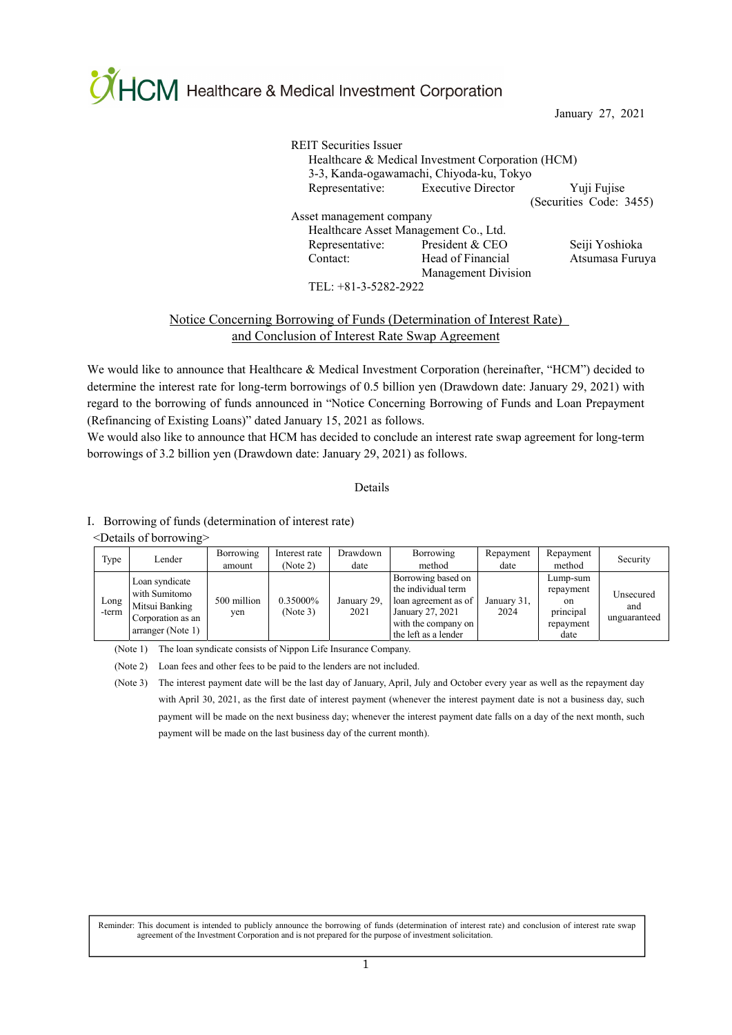HCM Healthcare & Medical Investment Corporation

January 27, 2021

REIT Securities Issuer
Healthcare & Medical Investment Corporation (HCM)
3-3, Kanda-ogawamachi, Chiyoda-ku, Tokyo
Representative: Executive Director Yuji Fujise
(Securities Code: 3455)

Asset management company
Healthcare Asset Management Co., Ltd.
Representative: President & CEO Seiji Yoshioka
Contact: Head of Financial Management Division Atsumasa Furuya
TEL: +81-3-5282-2922

## Notice Concerning Borrowing of Funds (Determination of Interest Rate) and Conclusion of Interest Rate Swap Agreement

We would like to announce that Healthcare & Medical Investment Corporation (hereinafter, "HCM") decided to determine the interest rate for long-term borrowings of 0.5 billion yen (Drawdown date: January 29, 2021) with regard to the borrowing of funds announced in "Notice Concerning Borrowing of Funds and Loan Prepayment (Refinancing of Existing Loans)" dated January 15, 2021 as follows.
We would also like to announce that HCM has decided to conclude an interest rate swap agreement for long-term borrowings of 3.2 billion yen (Drawdown date: January 29, 2021) as follows.

Details

I. Borrowing of funds (determination of interest rate)

<Details of borrowing>

| Type | Lender | Borrowing amount | Interest rate (Note 2) | Drawdown date | Borrowing method | Repayment date | Repayment method | Security |
|---|---|---|---|---|---|---|---|---|
| Long -term | Loan syndicate with Sumitomo Mitsui Banking Corporation as an arranger (Note 1) | 500 million yen | 0.35000% (Note 3) | January 29, 2021 | Borrowing based on the individual term loan agreement as of January 27, 2021 with the company on the left as a lender | January 31, 2024 | Lump-sum repayment on principal repayment date | Unsecured and unguaranteed |

(Note 1) The loan syndicate consists of Nippon Life Insurance Company.

(Note 2) Loan fees and other fees to be paid to the lenders are not included.

(Note 3) The interest payment date will be the last day of January, April, July and October every year as well as the repayment day with April 30, 2021, as the first date of interest payment (whenever the interest payment date is not a business day, such payment will be made on the next business day; whenever the interest payment date falls on a day of the next month, such payment will be made on the last business day of the current month).

Reminder: This document is intended to publicly announce the borrowing of funds (determination of interest rate) and conclusion of interest rate swap agreement of the Investment Corporation and is not prepared for the purpose of investment solicitation.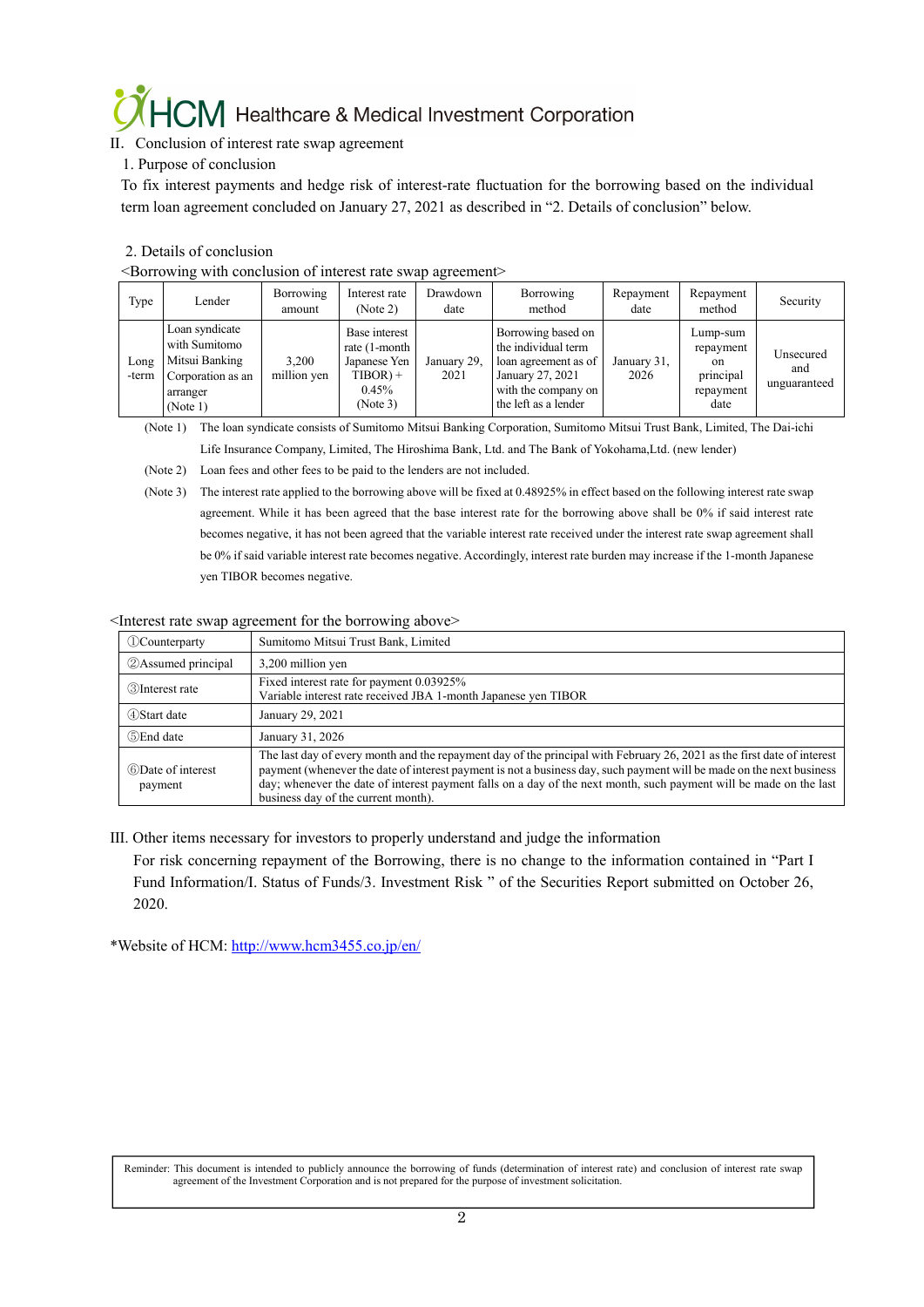II. Conclusion of interest rate swap agreement

1. Purpose of conclusion

To fix interest payments and hedge risk of interest-rate fluctuation for the borrowing based on the individual term loan agreement concluded on January 27, 2021 as described in "2. Details of conclusion" below.

2. Details of conclusion

<Borrowing with conclusion of interest rate swap agreement>

| Type | Lender | Borrowing amount | Interest rate (Note 2) | Drawdown date | Borrowing method | Repayment date | Repayment method | Security |
|---|---|---|---|---|---|---|---|---|
| Long -term | Loan syndicate with Sumitomo Mitsui Banking Corporation as an arranger (Note 1) | 3,200 million yen | Base interest rate (1-month Japanese Yen TIBOR) + 0.45% (Note 3) | January 29, 2021 | Borrowing based on the individual term loan agreement as of January 27, 2021 with the company on the left as a lender | January 31, 2026 | Lump-sum repayment on principal repayment date | Unsecured and unguaranteed |

(Note 1) The loan syndicate consists of Sumitomo Mitsui Banking Corporation, Sumitomo Mitsui Trust Bank, Limited, The Dai-ichi Life Insurance Company, Limited, The Hiroshima Bank, Ltd. and The Bank of Yokohama,Ltd. (new lender)

(Note 2) Loan fees and other fees to be paid to the lenders are not included.

(Note 3) The interest rate applied to the borrowing above will be fixed at 0.48925% in effect based on the following interest rate swap agreement. While it has been agreed that the base interest rate for the borrowing above shall be 0% if said interest rate becomes negative, it has not been agreed that the variable interest rate received under the interest rate swap agreement shall be 0% if said variable interest rate becomes negative. Accordingly, interest rate burden may increase if the 1-month Japanese yen TIBOR becomes negative.

<Interest rate swap agreement for the borrowing above>

| | |
|---|---|
| ①Counterparty | Sumitomo Mitsui Trust Bank, Limited |
| ②Assumed principal | 3,200 million yen |
| ③Interest rate | Fixed interest rate for payment 0.03925%<br>Variable interest rate received JBA 1-month Japanese yen TIBOR |
| ④Start date | January 29, 2021 |
| ⑤End date | January 31, 2026 |
| ⑥Date of interest payment | The last day of every month and the repayment day of the principal with February 26, 2021 as the first date of interest payment (whenever the date of interest payment is not a business day, such payment will be made on the next business day; whenever the date of interest payment falls on a day of the next month, such payment will be made on the last business day of the current month). |

III. Other items necessary for investors to properly understand and judge the information

For risk concerning repayment of the Borrowing, there is no change to the information contained in "Part I Fund Information/I. Status of Funds/3. Investment Risk " of the Securities Report submitted on October 26, 2020.

*Website of HCM: http://www.hcm3455.co.jp/en/

Reminder: This document is intended to publicly announce the borrowing of funds (determination of interest rate) and conclusion of interest rate swap agreement of the Investment Corporation and is not prepared for the purpose of investment solicitation.